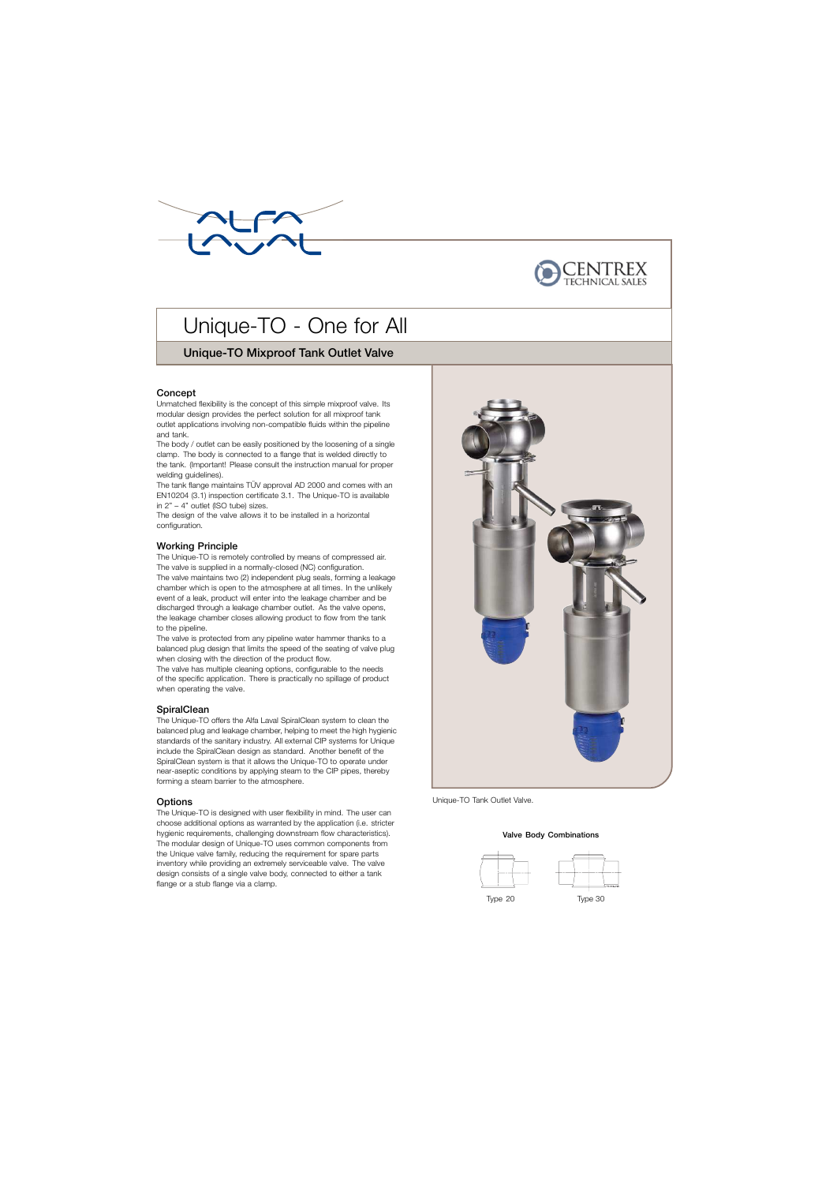# Unique-TO - One for All

## Unique-TO Mixproof Tank Outlet Valve

### Concept

Unmatched flexibility is the concept of this simple mixproof valve. Its modular design provides the perfect solution for all mixproof tank outlet applications involving non-compatible fluids within the pipeline and tank.

The body / outlet can be easily positioned by the loosening of a single clamp. The body is connected to a flange that is welded directly to the tank. (Important! Please consult the instruction manual for proper welding guidelines).

The tank flange maintains TÜV approval AD 2000 and comes with an EN10204 (3.1) inspection certificate 3.1. The Unique-TO is available in 2" – 4" outlet (ISO tube) sizes.

The design of the valve allows it to be installed in a horizontal configuration.

### Working Principle

The Unique-TO is remotely controlled by means of compressed air. The valve is supplied in a normally-closed (NC) configuration.

The valve maintains two (2) independent plug seals, forming a leakage chamber which is open to the atmosphere at all times. In the unlikely event of a leak, product will enter into the leakage chamber and be discharged through a leakage chamber outlet. As the valve opens, the leakage chamber closes allowing product to flow from the tank to the pipeline.

The valve is protected from any pipeline water hammer thanks to a balanced plug design that limits the speed of the seating of valve plug when closing with the direction of the product flow.

The valve has multiple cleaning options, configurable to the needs of the specific application. There is practically no spillage of product when operating the valve.

### SpiralClean

The Unique-TO offers the Alfa Laval SpiralClean system to clean the balanced plug and leakage chamber, helping to meet the high hygienic standards of the sanitary industry. All external CIP systems for Unique include the SpiralClean design as standard. Another benefit of the SpiralClean system is that it allows the Unique-TO to operate under near-aseptic conditions by applying steam to the CIP pipes, thereby forming a steam barrier to the atmosphere.

### Options

The Unique-TO is designed with user flexibility in mind. The user can choose additional options as warranted by the application (i.e. stricter hygienic requirements, challenging downstream flow characteristics). The modular design of Unique-TO uses common components from the Unique valve family, reducing the requirement for spare parts inventory while providing an extremely serviceable valve. The valve design consists of a single valve body, connected to either a tank flange or a stub flange via a clamp.

Unique-TO Tank Outlet Valve.

**Valve Body Combinations**

Type 20

Type 30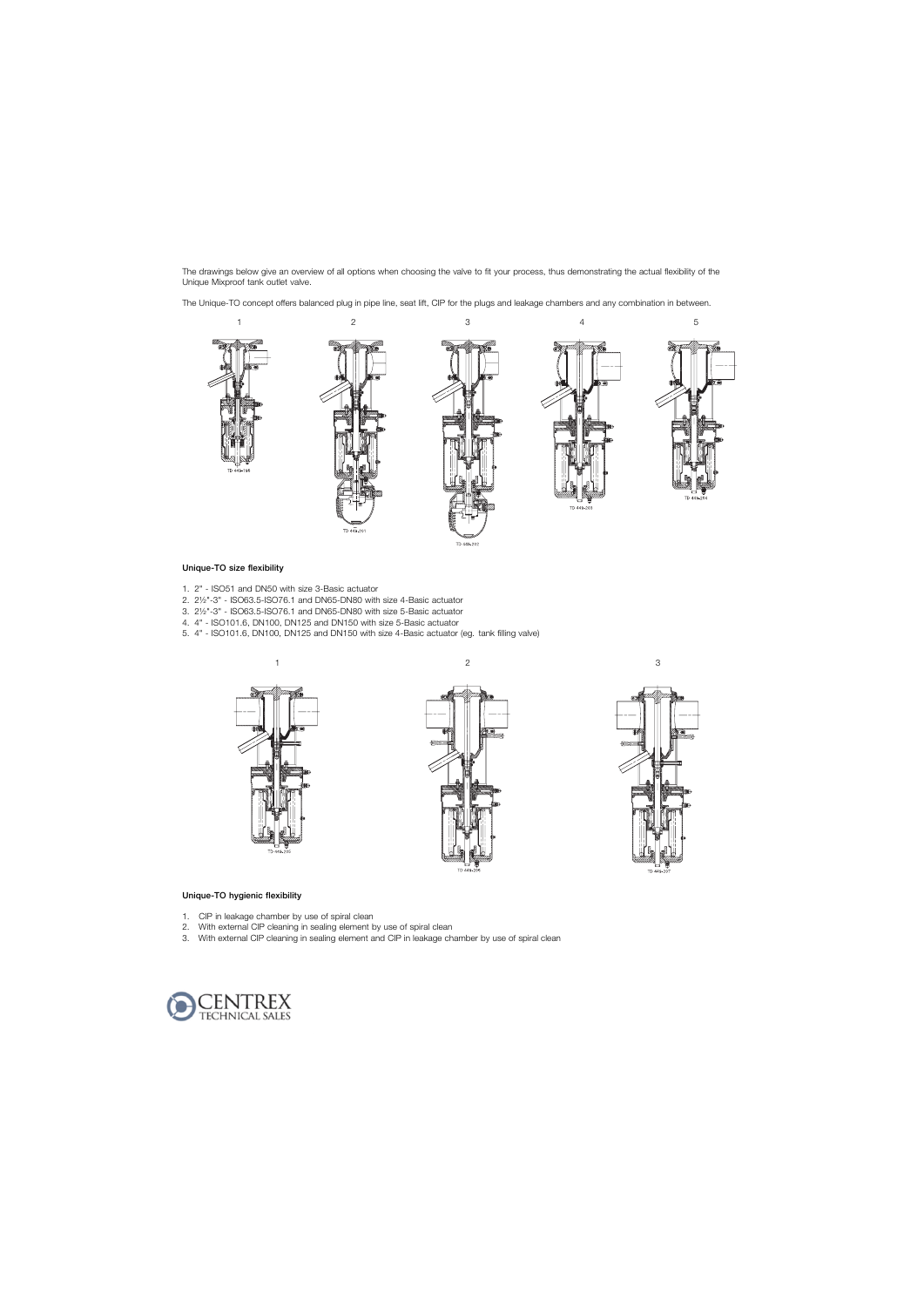The drawings below give an overview of all options when choosing the valve to fit your process, thus demonstrating the actual flexibility of the Unique Mixproof tank outlet valve.

The Unique-TO concept offers balanced plug in pipe line, seat lift, CIP for the plugs and leakage chambers and any combination in between.

1 2 3 4 5

TD 449-198 TD 449-201 TD 449-202 TD 449-203 TD 449-204

**Unique-TO size flexibility**

1. 2" - ISO51 and DN50 with size 3-Basic actuator
2. 2½"-3" - ISO63.5-ISO76.1 and DN65-DN80 with size 4-Basic actuator
3. 2½"-3" - ISO63.5-ISO76.1 and DN65-DN80 with size 5-Basic actuator
4. 4" - ISO101.6, DN100, DN125 and DN150 with size 5-Basic actuator
5. 4" - ISO101.6, DN100, DN125 and DN150 with size 4-Basic actuator (eg. tank filling valve)

1 2 3

TD 449-205 TD 449-206 TD 449-207

**Unique-TO hygienic flexibility**

1. CIP in leakage chamber by use of spiral clean
2. With external CIP cleaning in sealing element by use of spiral clean
3. With external CIP cleaning in sealing element and CIP in leakage chamber by use of spiral clean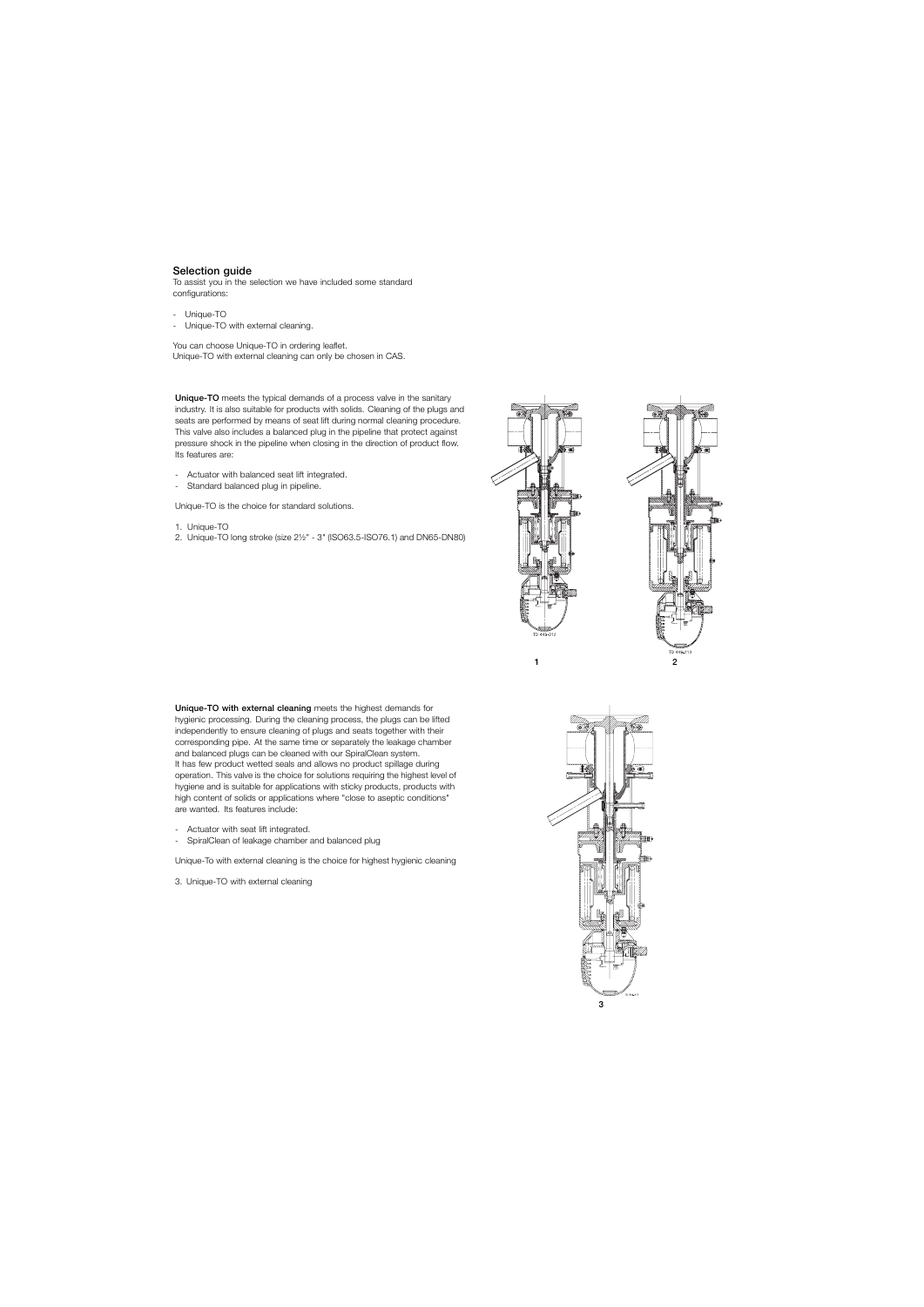## Selection guide

To assist you in the selection we have included some standard configurations:

- Unique-TO
- Unique-TO with external cleaning.

You can choose Unique-TO in ordering leaflet.
Unique-TO with external cleaning can only be chosen in CAS.

**Unique-TO** meets the typical demands of a process valve in the sanitary industry. It is also suitable for products with solids. Cleaning of the plugs and seats are performed by means of seat lift during normal cleaning procedure. This valve also includes a balanced plug in the pipeline that protect against pressure shock in the pipeline when closing in the direction of product flow. Its features are:

- Actuator with balanced seat lift integrated.
- Standard balanced plug in pipeline.

Unique-TO is the choice for standard solutions.

1. Unique-TO
2. Unique-TO long stroke (size 2½" - 3" (ISO63.5-ISO76.1) and DN65-DN80)

TD 449-212

TD 449-213

1

2

**Unique-TO with external cleaning** meets the highest demands for hygienic processing. During the cleaning process, the plugs can be lifted independently to ensure cleaning of plugs and seats together with their corresponding pipe. At the same time or separately the leakage chamber and balanced plugs can be cleaned with our SpiralClean system.
It has few product wetted seals and allows no product spillage during operation. This valve is the choice for solutions requiring the highest level of hygiene and is suitable for applications with sticky products, products with high content of solids or applications where "close to aseptic conditions" are wanted. Its features include:

- Actuator with seat lift integrated.
- SpiralClean of leakage chamber and balanced plug

Unique-To with external cleaning is the choice for highest hygienic cleaning

3. Unique-TO with external cleaning

3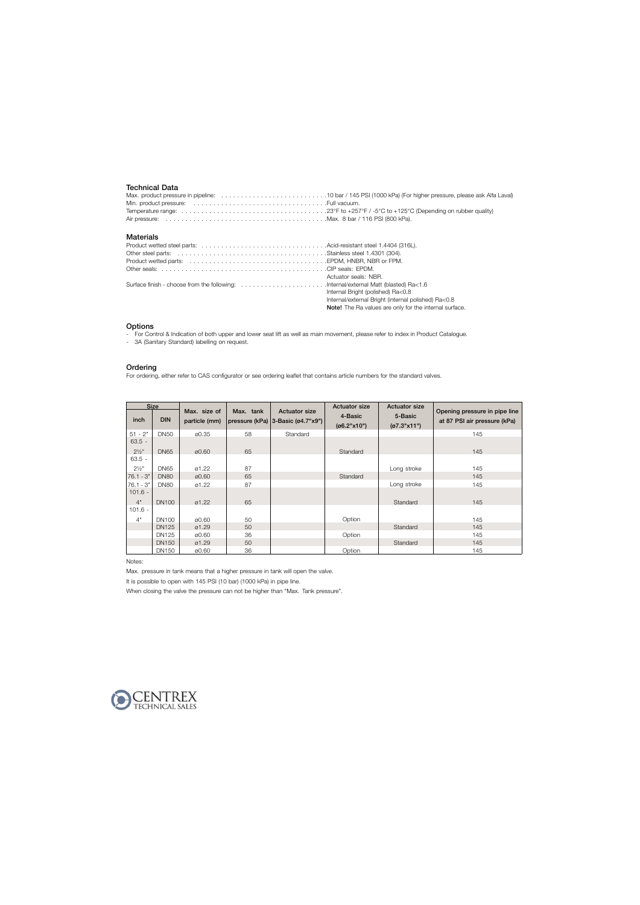### Technical Data

Max. product pressure in pipeline: . . . . . . . . . . . . . . . . . . . . . . . . . . .10 bar / 145 PSI (1000 kPa) (For higher pressure, please ask Alfa Laval)
Min. product pressure: . . . . . . . . . . . . . . . . . . . . . . . . . . . . . . . . .Full vacuum.
Temperature range: . . . . . . . . . . . . . . . . . . . . . . . . . . . . . . . . . . . .23°F to +257°F / -5°C to +125°C (Depending on rubber quality)
Air pressure: . . . . . . . . . . . . . . . . . . . . . . . . . . . . . . . . . . . . . . . .Max. 8 bar / 116 PSI (800 kPa).

### Materials

Product wetted steel parts: . . . . . . . . . . . . . . . . . . . . . . . . . . . . . . .Acid-resistant steel 1.4404 (316L).
Other steel parts: . . . . . . . . . . . . . . . . . . . . . . . . . . . . . . . . . . . . .Stainless steel 1.4301 (304).
Product wetted parts: . . . . . . . . . . . . . . . . . . . . . . . . . . . . . . . . . . .EPDM, HNBR, NBR or FPM.
Other seals: . . . . . . . . . . . . . . . . . . . . . . . . . . . . . . . . . . . . . . . . .CIP seals: EPDM.
Actuator seals: NBR.
Surface finish - choose from the following: . . . . . . . . . . . . . . . . . . . . . .Internal/external Matt (blasted) Ra<1.6
Internal Bright (polished) Ra<0.8
Internal/external Bright (internal polished) Ra<0.8
**Note!** The Ra values are only for the internal surface.

### Options

- For Control & Indication of both upper and lower seat lift as well as main movement, please refer to index in Product Catalogue.
- 3A (Sanitary Standard) labelling on request.

### Ordering

For ordering, either refer to CAS configurator or see ordering leaflet that contains article numbers for the standard valves.

| Size inch | Size DIN | Max. size of particle (mm) | Max. tank pressure (kPa) | Actuator size 3-Basic (ø4.7"x9") | Actuator size 4-Basic (ø6.2"x10") | Actuator size 5-Basic (ø7.3"x11") | Opening pressure in pipe line at 87 PSI air pressure (kPa) |
|---|---|---|---|---|---|---|---|
| 51 - 2" | DN50 | ø0.35 | 58 | Standard | | | 145 |
| 63.5 - 2½" | DN65 | ø0.60 | 65 | | Standard | | 145 |
| 63.5 - 2½" | DN65 | ø1.22 | 87 | | | Long stroke | 145 |
| 76.1 - 3" | DN80 | ø0.60 | 65 | | Standard | | 145 |
| 76.1 - 3" | DN80 | ø1.22 | 87 | | | Long stroke | 145 |
| 101.6 - 4" | DN100 | ø1.22 | 65 | | | Standard | 145 |
| 101.6 - 4" | DN100 | ø0.60 | 50 | | Option | | 145 |
| | DN125 | ø1.29 | 50 | | | Standard | 145 |
| | DN125 | ø0.60 | 36 | | Option | | 145 |
| | DN150 | ø1.29 | 50 | | | Standard | 145 |
| | DN150 | ø0.60 | 36 | | Option | | 145 |

Notes:

Max. pressure in tank means that a higher pressure in tank will open the valve.

It is possible to open with 145 PSI (10 bar) (1000 kPa) in pipe line.

When closing the valve the pressure can not be higher than "Max. Tank pressure".

CENTREX TECHNICAL SALES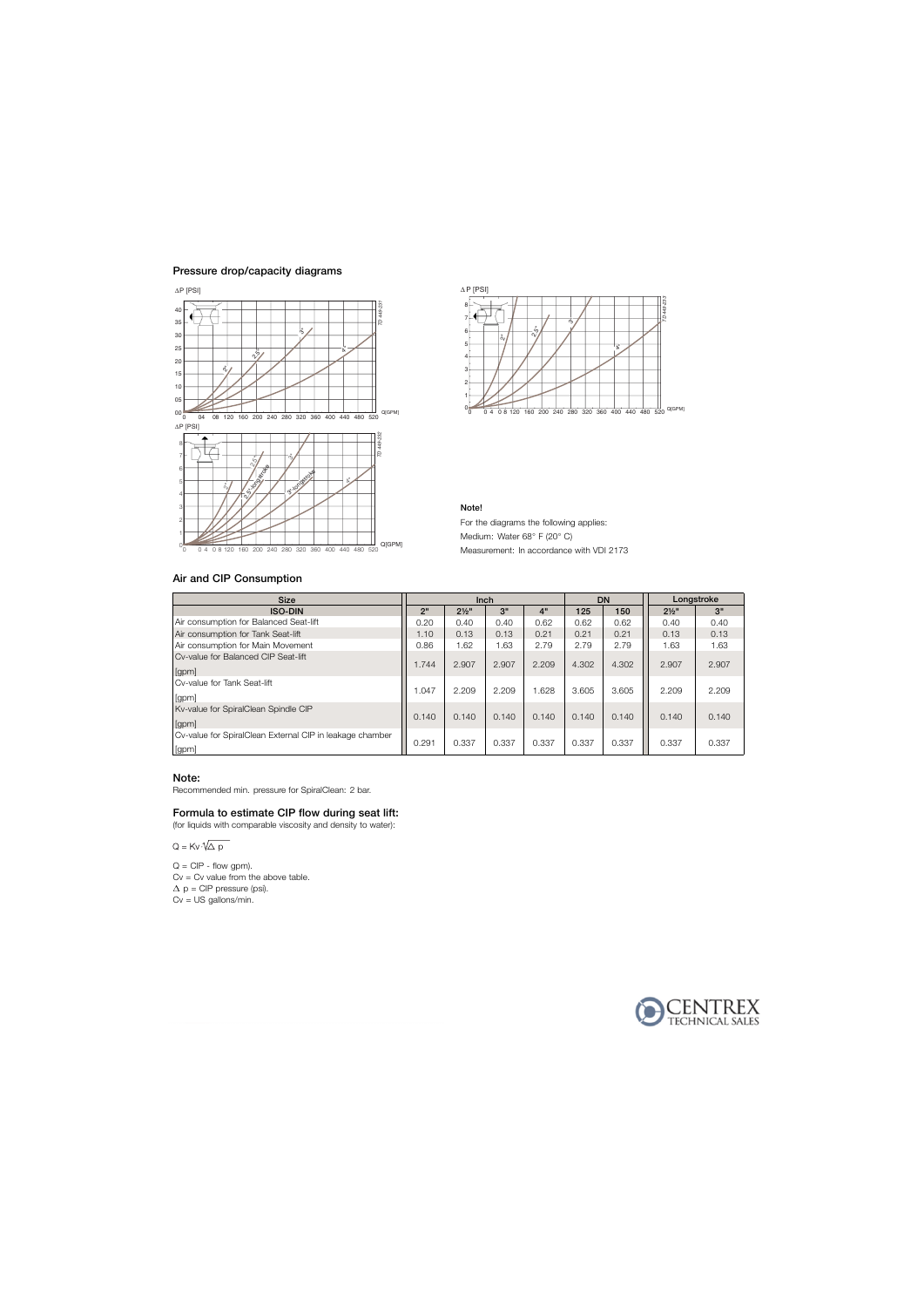## Pressure drop/capacity diagrams

**Note!**

For the diagrams the following applies:

Medium: Water 68° F (20° C)

Measurement: In accordance with VDI 2173

## Air and CIP Consumption

| Size | Inch | | | | DN | | Longstroke | |
|---|---|---|---|---|---|---|---|---|
| ISO-DIN | 2" | 2½" | 3" | 4" | 125 | 150 | 2½" | 3" |
| Air consumption for Balanced Seat-lift | 0.20 | 0.40 | 0.40 | 0.62 | 0.62 | 0.62 | 0.40 | 0.40 |
| Air consumption for Tank Seat-lift | 1.10 | 0.13 | 0.13 | 0.21 | 0.21 | 0.21 | 0.13 | 0.13 |
| Air consumption for Main Movement | 0.86 | 1.62 | 1.63 | 2.79 | 2.79 | 2.79 | 1.63 | 1.63 |
| Cv-value for Balanced CIP Seat-lift [gpm] | 1.744 | 2.907 | 2.907 | 2.209 | 4.302 | 4.302 | 2.907 | 2.907 |
| Cv-value for Tank Seat-lift [gpm] | 1.047 | 2.209 | 2.209 | 1.628 | 3.605 | 3.605 | 2.209 | 2.209 |
| Kv-value for SpiralClean Spindle CIP [gpm] | 0.140 | 0.140 | 0.140 | 0.140 | 0.140 | 0.140 | 0.140 | 0.140 |
| Cv-value for SpiralClean External CIP in leakage chamber [gpm] | 0.291 | 0.337 | 0.337 | 0.337 | 0.337 | 0.337 | 0.337 | 0.337 |

### Note:

Recommended min. pressure for SpiralClean: 2 bar.

### Formula to estimate CIP flow during seat lift:

(for liquids with comparable viscosity and density to water):

$Q = Kv \cdot \sqrt{\Delta p}$

$Q$ = CIP - flow gpm).
$Cv$ = Cv value from the above table.
$\Delta p$ = CIP pressure (psi).
$Cv$ = US gallons/min.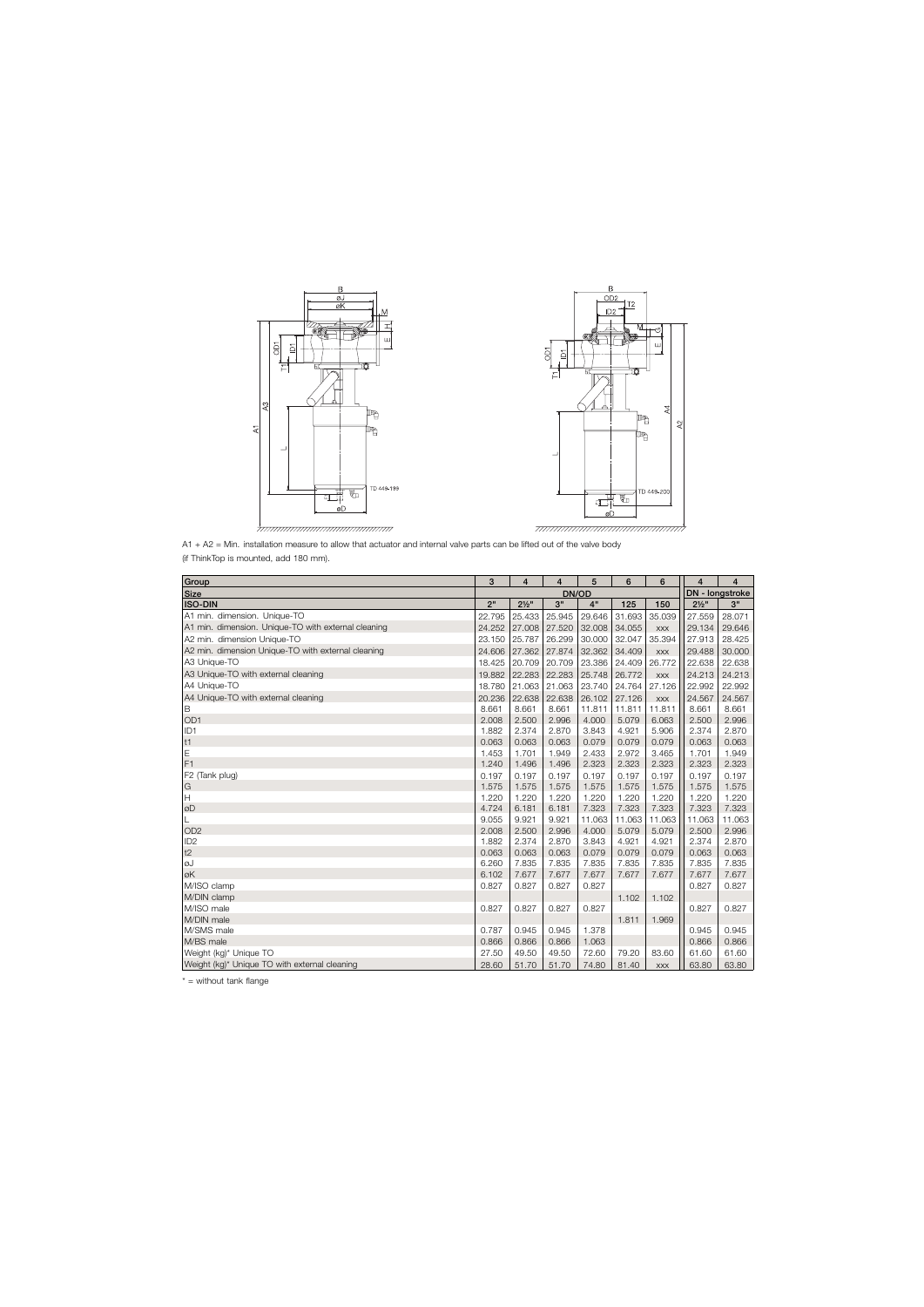A1 + A2 = Min. installation measure to allow that actuator and internal valve parts can be lifted out of the valve body (if ThinkTop is mounted, add 180 mm).

| Group | 3 | 4 | 4 | 5 | 6 | 6 | 4 | 4 |
|---|---|---|---|---|---|---|---|---|
| Size | DN/OD | | | | | | DN - longstroke | |
| ISO-DIN | 2" | 2½" | 3" | 4" | 125 | 150 | 2½" | 3" |
| A1 min. dimension. Unique-TO | 22.795 | 25.433 | 25.945 | 29.646 | 31.693 | 35.039 | 27.559 | 28.071 |
| A1 min. dimension. Unique-TO with external cleaning | 24.252 | 27.008 | 27.520 | 32.008 | 34.055 | xxx | 29.134 | 29.646 |
| A2 min. dimension Unique-TO | 23.150 | 25.787 | 26.299 | 30.000 | 32.047 | 35.394 | 27.913 | 28.425 |
| A2 min. dimension Unique-TO with external cleaning | 24.606 | 27.362 | 27.874 | 32.362 | 34.409 | xxx | 29.488 | 30.000 |
| A3 Unique-TO | 18.425 | 20.709 | 20.709 | 23.386 | 24.409 | 26.772 | 22.638 | 22.638 |
| A3 Unique-TO with external cleaning | 19.882 | 22.283 | 22.283 | 25.748 | 26.772 | xxx | 24.213 | 24.213 |
| A4 Unique-TO | 18.780 | 21.063 | 21.063 | 23.740 | 24.764 | 27.126 | 22.992 | 22.992 |
| A4 Unique-TO with external cleaning | 20.236 | 22.638 | 22.638 | 26.102 | 27.126 | xxx | 24.567 | 24.567 |
| B | 8.661 | 8.661 | 8.661 | 11.811 | 11.811 | 11.811 | 8.661 | 8.661 |
| OD1 | 2.008 | 2.500 | 2.996 | 4.000 | 5.079 | 6.063 | 2.500 | 2.996 |
| ID1 | 1.882 | 2.374 | 2.870 | 3.843 | 4.921 | 5.906 | 2.374 | 2.870 |
| t1 | 0.063 | 0.063 | 0.063 | 0.079 | 0.079 | 0.079 | 0.063 | 0.063 |
| E | 1.453 | 1.701 | 1.949 | 2.433 | 2.972 | 3.465 | 1.701 | 1.949 |
| F1 | 1.240 | 1.496 | 1.496 | 2.323 | 2.323 | 2.323 | 2.323 | 2.323 |
| F2 (Tank plug) | 0.197 | 0.197 | 0.197 | 0.197 | 0.197 | 0.197 | 0.197 | 0.197 |
| G | 1.575 | 1.575 | 1.575 | 1.575 | 1.575 | 1.575 | 1.575 | 1.575 |
| H | 1.220 | 1.220 | 1.220 | 1.220 | 1.220 | 1.220 | 1.220 | 1.220 |
| øD | 4.724 | 6.181 | 6.181 | 7.323 | 7.323 | 7.323 | 7.323 | 7.323 |
| L | 9.055 | 9.921 | 9.921 | 11.063 | 11.063 | 11.063 | 11.063 | 11.063 |
| OD2 | 2.008 | 2.500 | 2.996 | 4.000 | 5.079 | 5.079 | 2.500 | 2.996 |
| ID2 | 1.882 | 2.374 | 2.870 | 3.843 | 4.921 | 4.921 | 2.374 | 2.870 |
| t2 | 0.063 | 0.063 | 0.063 | 0.079 | 0.079 | 0.079 | 0.063 | 0.063 |
| øJ | 6.260 | 7.835 | 7.835 | 7.835 | 7.835 | 7.835 | 7.835 | 7.835 |
| øK | 6.102 | 7.677 | 7.677 | 7.677 | 7.677 | 7.677 | 7.677 | 7.677 |
| M/ISO clamp | 0.827 | 0.827 | 0.827 | 0.827 | | | 0.827 | 0.827 |
| M/DIN clamp | | | | | 1.102 | 1.102 | | |
| M/ISO male | 0.827 | 0.827 | 0.827 | 0.827 | | | 0.827 | 0.827 |
| M/DIN male | | | | | 1.811 | 1.969 | | |
| M/SMS male | 0.787 | 0.945 | 0.945 | 1.378 | | | 0.945 | 0.945 |
| M/BS male | 0.866 | 0.866 | 0.866 | 1.063 | | | 0.866 | 0.866 |
| Weight (kg)* Unique TO | 27.50 | 49.50 | 49.50 | 72.60 | 79.20 | 83.60 | 61.60 | 61.60 |
| Weight (kg)* Unique TO with external cleaning | 28.60 | 51.70 | 51.70 | 74.80 | 81.40 | xxx | 63.80 | 63.80 |

* = without tank flange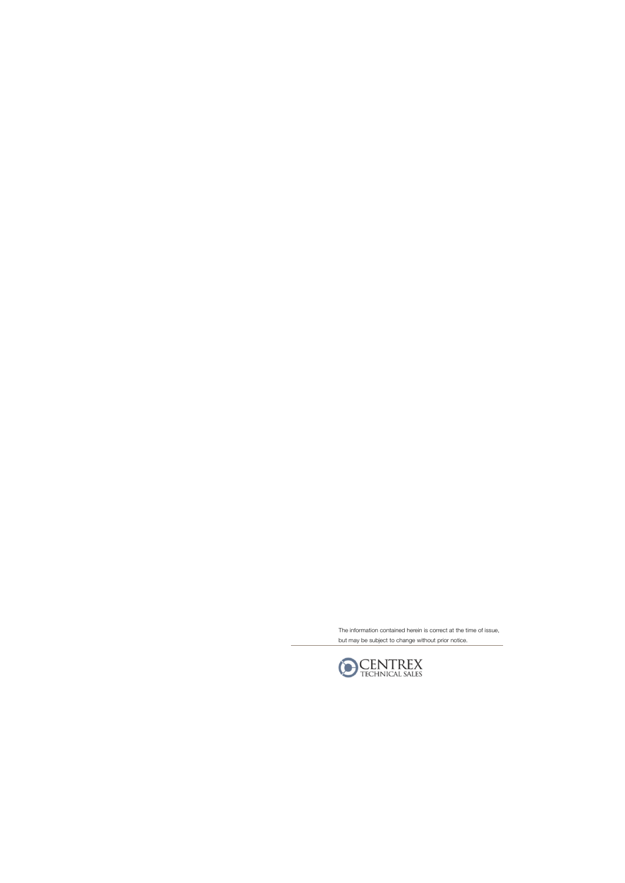The information contained herein is correct at the time of issue, but may be subject to change without prior notice.

CENTREX
TECHNICAL SALES